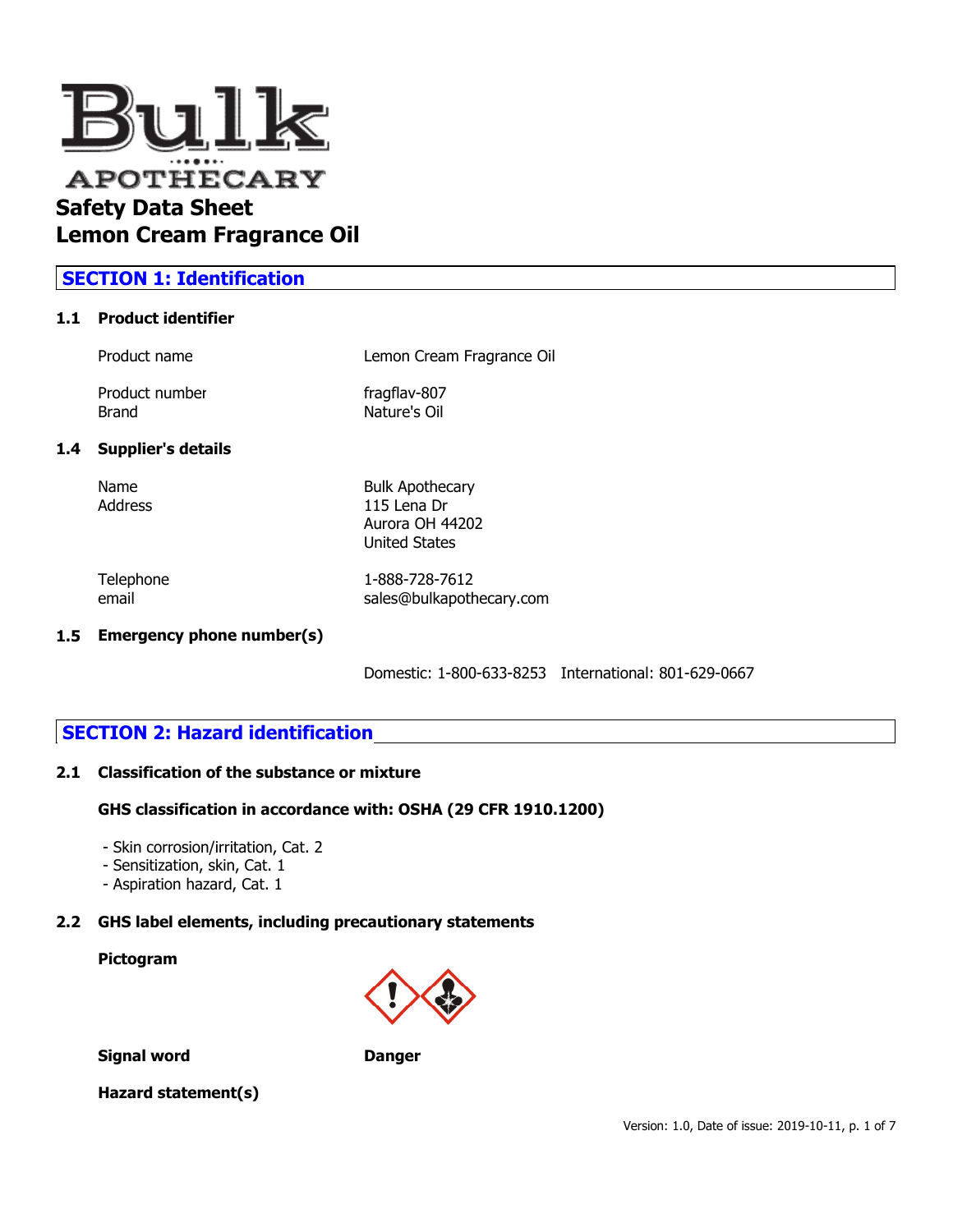Bulk APOTHECARY

# Safety Data Sheet
# Lemon Cream Fragrance Oil

## SECTION 1: Identification

### 1.1 Product identifier

| | |
|---|---|
| Product name | Lemon Cream Fragrance Oil |
| Product number | fragflav-807 |
| Brand | Nature's Oil |

### 1.4 Supplier's details

| | |
|---|---|
| Name | Bulk Apothecary |
| Address | 115 Lena Dr<br>Aurora OH 44202<br>United States |
| Telephone | 1-888-728-7612 |
| email | sales@bulkapothecary.com |

### 1.5 Emergency phone number(s)

Domestic: 1-800-633-8253 International: 801-629-0667

## SECTION 2: Hazard identification

### 2.1 Classification of the substance or mixture

**GHS classification in accordance with: OSHA (29 CFR 1910.1200)**

- Skin corrosion/irritation, Cat. 2
- Sensitization, skin, Cat. 1
- Aspiration hazard, Cat. 1

### 2.2 GHS label elements, including precautionary statements

**Pictogram**

**Signal word** **Danger**

**Hazard statement(s)**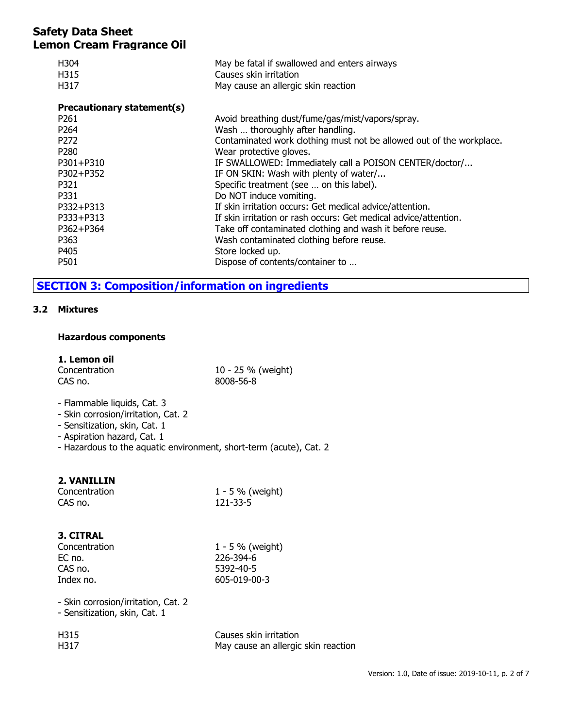| | |
|---|---|
| H304 | May be fatal if swallowed and enters airways |
| H315 | Causes skin irritation |
| H317 | May cause an allergic skin reaction |

**Precautionary statement(s)**

| | |
|---|---|
| P261 | Avoid breathing dust/fume/gas/mist/vapors/spray. |
| P264 | Wash … thoroughly after handling. |
| P272 | Contaminated work clothing must not be allowed out of the workplace. |
| P280 | Wear protective gloves. |
| P301+P310 | IF SWALLOWED: Immediately call a POISON CENTER/doctor/... |
| P302+P352 | IF ON SKIN: Wash with plenty of water/... |
| P321 | Specific treatment (see … on this label). |
| P331 | Do NOT induce vomiting. |
| P332+P313 | If skin irritation occurs: Get medical advice/attention. |
| P333+P313 | If skin irritation or rash occurs: Get medical advice/attention. |
| P362+P364 | Take off contaminated clothing and wash it before reuse. |
| P363 | Wash contaminated clothing before reuse. |
| P405 | Store locked up. |
| P501 | Dispose of contents/container to … |

## SECTION 3: Composition/information on ingredients

### 3.2 Mixtures

**Hazardous components**

**1. Lemon oil**

| | |
|---|---|
| Concentration | 10 - 25 % (weight) |
| CAS no. | 8008-56-8 |

- Flammable liquids, Cat. 3
- Skin corrosion/irritation, Cat. 2
- Sensitization, skin, Cat. 1
- Aspiration hazard, Cat. 1
- Hazardous to the aquatic environment, short-term (acute), Cat. 2

**2. VANILLIN**

| | |
|---|---|
| Concentration | 1 - 5 % (weight) |
| CAS no. | 121-33-5 |

**3. CITRAL**

| | |
|---|---|
| Concentration | 1 - 5 % (weight) |
| EC no. | 226-394-6 |
| CAS no. | 5392-40-5 |
| Index no. | 605-019-00-3 |

- Skin corrosion/irritation, Cat. 2
- Sensitization, skin, Cat. 1

| | |
|---|---|
| H315 | Causes skin irritation |
| H317 | May cause an allergic skin reaction |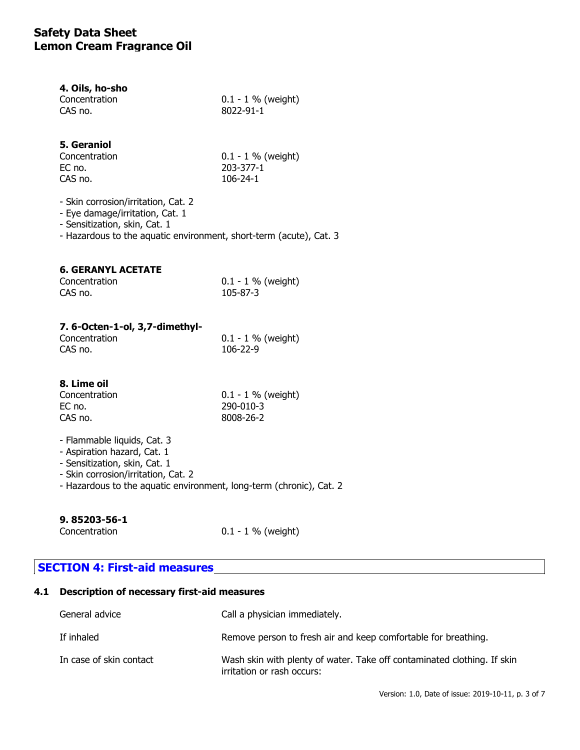**4. Oils, ho-sho**

| | |
|---|---|
| Concentration | 0.1 - 1 % (weight) |
| CAS no. | 8022-91-1 |

**5. Geraniol**

| | |
|---|---|
| Concentration | 0.1 - 1 % (weight) |
| EC no. | 203-377-1 |
| CAS no. | 106-24-1 |

- Skin corrosion/irritation, Cat. 2
- Eye damage/irritation, Cat. 1
- Sensitization, skin, Cat. 1
- Hazardous to the aquatic environment, short-term (acute), Cat. 3

**6. GERANYL ACETATE**

| | |
|---|---|
| Concentration | 0.1 - 1 % (weight) |
| CAS no. | 105-87-3 |

**7. 6-Octen-1-ol, 3,7-dimethyl-**

| | |
|---|---|
| Concentration | 0.1 - 1 % (weight) |
| CAS no. | 106-22-9 |

**8. Lime oil**

| | |
|---|---|
| Concentration | 0.1 - 1 % (weight) |
| EC no. | 290-010-3 |
| CAS no. | 8008-26-2 |

- Flammable liquids, Cat. 3
- Aspiration hazard, Cat. 1
- Sensitization, skin, Cat. 1
- Skin corrosion/irritation, Cat. 2
- Hazardous to the aquatic environment, long-term (chronic), Cat. 2

**9. 85203-56-1**

| | |
|---|---|
| Concentration | 0.1 - 1 % (weight) |

## SECTION 4: First-aid measures

### 4.1 Description of necessary first-aid measures

| | |
|---|---|
| General advice | Call a physician immediately. |
| If inhaled | Remove person to fresh air and keep comfortable for breathing. |
| In case of skin contact | Wash skin with plenty of water. Take off contaminated clothing. If skin irritation or rash occurs: |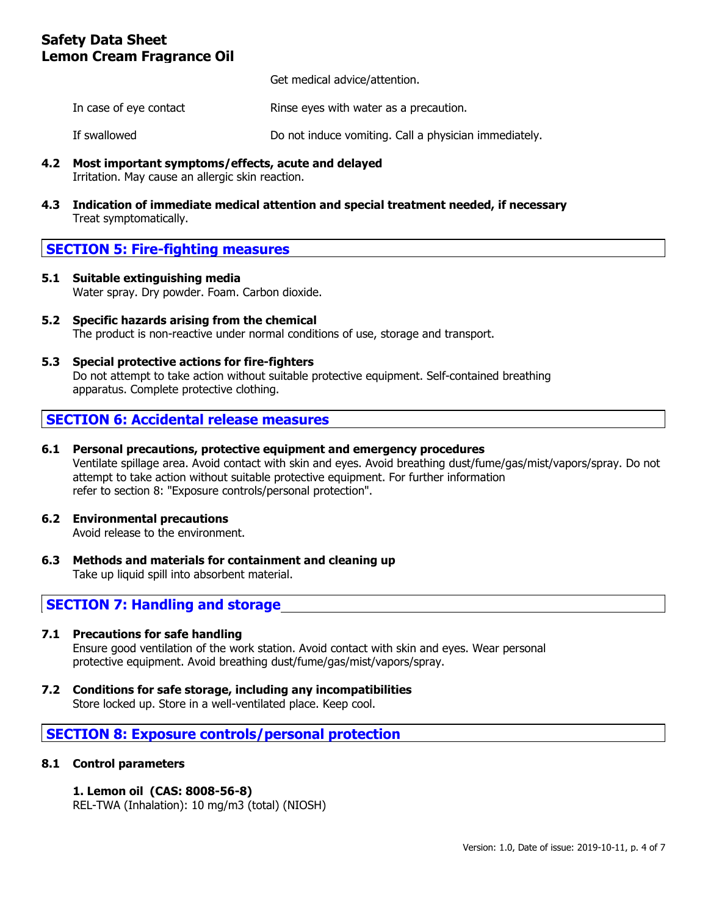| | |
|---|---|
| | Get medical advice/attention. |
| In case of eye contact | Rinse eyes with water as a precaution. |
| If swallowed | Do not induce vomiting. Call a physician immediately. |

**4.2 Most important symptoms/effects, acute and delayed**

Irritation. May cause an allergic skin reaction.

**4.3 Indication of immediate medical attention and special treatment needed, if necessary**

Treat symptomatically.

## SECTION 5: Fire-fighting measures

**5.1 Suitable extinguishing media**

Water spray. Dry powder. Foam. Carbon dioxide.

**5.2 Specific hazards arising from the chemical**

The product is non-reactive under normal conditions of use, storage and transport.

**5.3 Special protective actions for fire-fighters**

Do not attempt to take action without suitable protective equipment. Self-contained breathing apparatus. Complete protective clothing.

## SECTION 6: Accidental release measures

**6.1 Personal precautions, protective equipment and emergency procedures**

Ventilate spillage area. Avoid contact with skin and eyes. Avoid breathing dust/fume/gas/mist/vapors/spray. Do not attempt to take action without suitable protective equipment. For further information refer to section 8: "Exposure controls/personal protection".

**6.2 Environmental precautions**

Avoid release to the environment.

**6.3 Methods and materials for containment and cleaning up**

Take up liquid spill into absorbent material.

## SECTION 7: Handling and storage

**7.1 Precautions for safe handling**

Ensure good ventilation of the work station. Avoid contact with skin and eyes. Wear personal protective equipment. Avoid breathing dust/fume/gas/mist/vapors/spray.

**7.2 Conditions for safe storage, including any incompatibilities**

Store locked up. Store in a well-ventilated place. Keep cool.

## SECTION 8: Exposure controls/personal protection

**8.1 Control parameters**

**1. Lemon oil (CAS: 8008-56-8)**

REL-TWA (Inhalation): 10 mg/m3 (total) (NIOSH)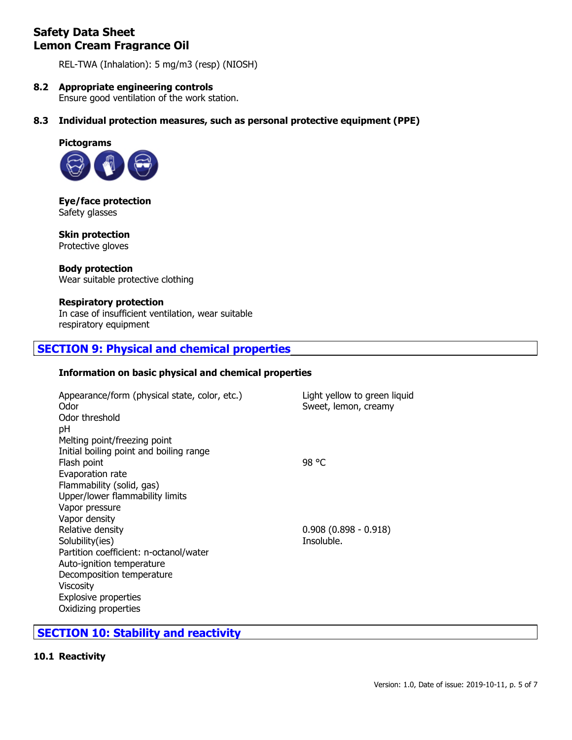REL-TWA (Inhalation): 5 mg/m3 (resp) (NIOSH)

### 8.2 Appropriate engineering controls

Ensure good ventilation of the work station.

### 8.3 Individual protection measures, such as personal protective equipment (PPE)

**Pictograms**

**Eye/face protection**
Safety glasses

**Skin protection**
Protective gloves

**Body protection**
Wear suitable protective clothing

**Respiratory protection**
In case of insufficient ventilation, wear suitable respiratory equipment

## SECTION 9: Physical and chemical properties

**Information on basic physical and chemical properties**

| Property | Value |
|---|---|
| Appearance/form (physical state, color, etc.) | Light yellow to green liquid |
| Odor | Sweet, lemon, creamy |
| Odor threshold | |
| pH | |
| Melting point/freezing point | |
| Initial boiling point and boiling range | |
| Flash point | 98 °C |
| Evaporation rate | |
| Flammability (solid, gas) | |
| Upper/lower flammability limits | |
| Vapor pressure | |
| Vapor density | |
| Relative density | 0.908 (0.898 - 0.918) |
| Solubility(ies) | Insoluble. |
| Partition coefficient: n-octanol/water | |
| Auto-ignition temperature | |
| Decomposition temperature | |
| Viscosity | |
| Explosive properties | |
| Oxidizing properties | |

## SECTION 10: Stability and reactivity

### 10.1 Reactivity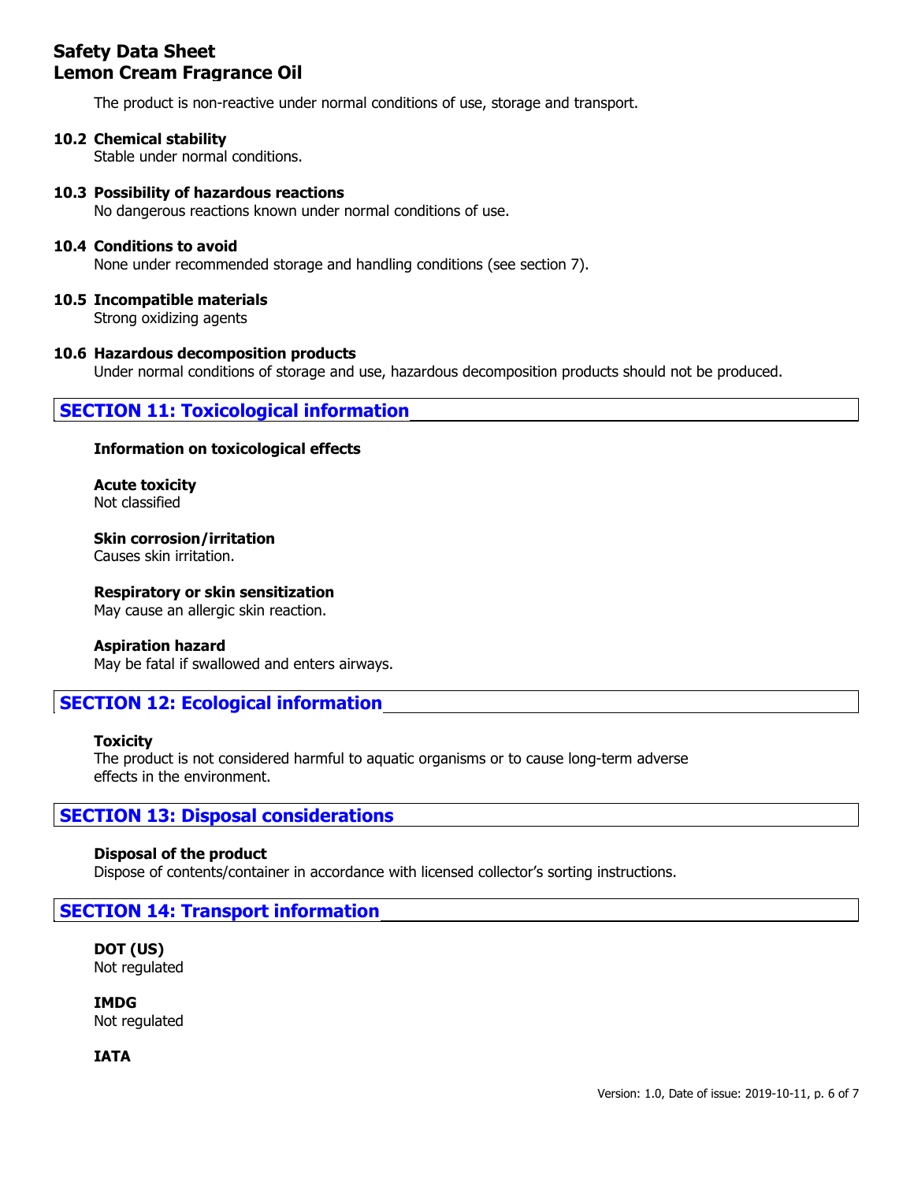The product is non-reactive under normal conditions of use, storage and transport.

### 10.2 Chemical stability

Stable under normal conditions.

### 10.3 Possibility of hazardous reactions

No dangerous reactions known under normal conditions of use.

### 10.4 Conditions to avoid

None under recommended storage and handling conditions (see section 7).

### 10.5 Incompatible materials

Strong oxidizing agents

### 10.6 Hazardous decomposition products

Under normal conditions of storage and use, hazardous decomposition products should not be produced.

## SECTION 11: Toxicological information

**Information on toxicological effects**

**Acute toxicity**
Not classified

**Skin corrosion/irritation**
Causes skin irritation.

**Respiratory or skin sensitization**
May cause an allergic skin reaction.

**Aspiration hazard**
May be fatal if swallowed and enters airways.

## SECTION 12: Ecological information

**Toxicity**
The product is not considered harmful to aquatic organisms or to cause long-term adverse effects in the environment.

## SECTION 13: Disposal considerations

**Disposal of the product**
Dispose of contents/container in accordance with licensed collector's sorting instructions.

## SECTION 14: Transport information

**DOT (US)**
Not regulated

**IMDG**
Not regulated

**IATA**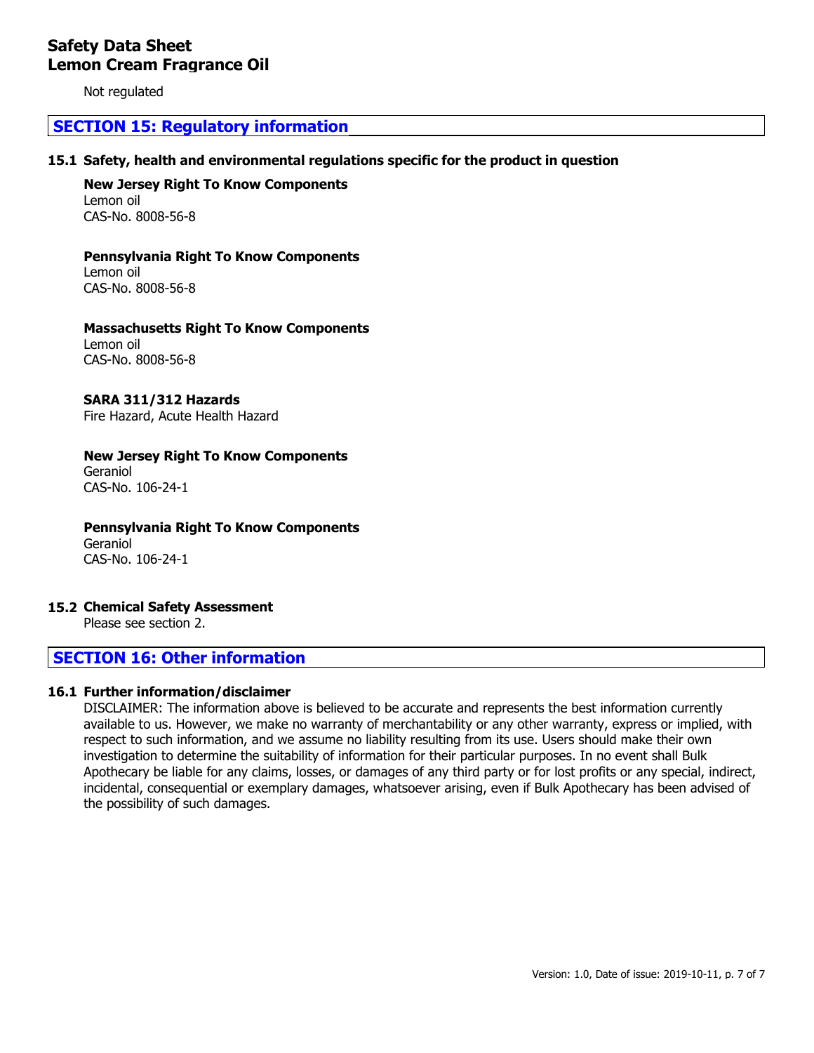Not regulated

## SECTION 15: Regulatory information

### 15.1 Safety, health and environmental regulations specific for the product in question

**New Jersey Right To Know Components**
Lemon oil
CAS-No. 8008-56-8

**Pennsylvania Right To Know Components**
Lemon oil
CAS-No. 8008-56-8

**Massachusetts Right To Know Components**
Lemon oil
CAS-No. 8008-56-8

**SARA 311/312 Hazards**
Fire Hazard, Acute Health Hazard

**New Jersey Right To Know Components**
Geraniol
CAS-No. 106-24-1

**Pennsylvania Right To Know Components**
Geraniol
CAS-No. 106-24-1

### 15.2 Chemical Safety Assessment

Please see section 2.

## SECTION 16: Other information

### 16.1 Further information/disclaimer

DISCLAIMER: The information above is believed to be accurate and represents the best information currently available to us. However, we make no warranty of merchantability or any other warranty, express or implied, with respect to such information, and we assume no liability resulting from its use. Users should make their own investigation to determine the suitability of information for their particular purposes. In no event shall Bulk Apothecary be liable for any claims, losses, or damages of any third party or for lost profits or any special, indirect, incidental, consequential or exemplary damages, whatsoever arising, even if Bulk Apothecary has been advised of the possibility of such damages.